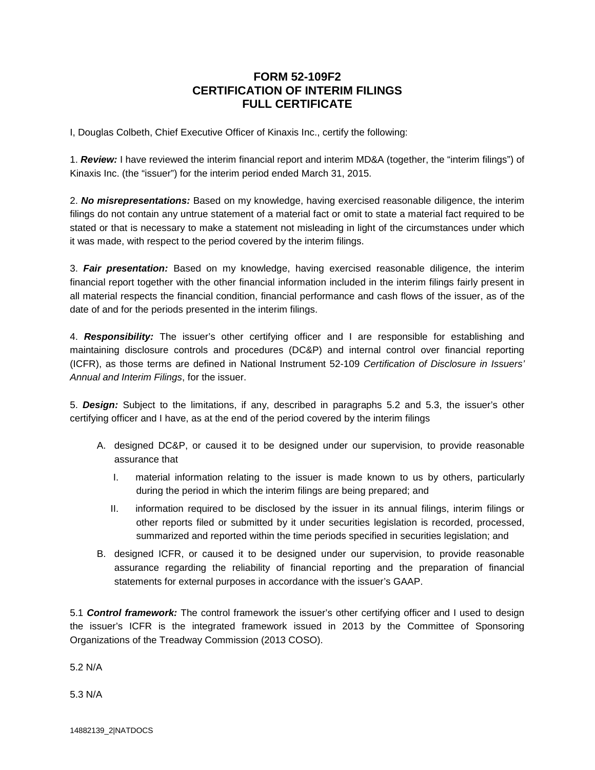# FORM 52-109F2
# CERTIFICATION OF INTERIM FILINGS
# FULL CERTIFICATE

I, Douglas Colbeth, Chief Executive Officer of Kinaxis Inc., certify the following:

1. ***Review:*** I have reviewed the interim financial report and interim MD&A (together, the "interim filings") of Kinaxis Inc. (the "issuer") for the interim period ended March 31, 2015.

2. ***No misrepresentations:*** Based on my knowledge, having exercised reasonable diligence, the interim filings do not contain any untrue statement of a material fact or omit to state a material fact required to be stated or that is necessary to make a statement not misleading in light of the circumstances under which it was made, with respect to the period covered by the interim filings.

3. ***Fair presentation:*** Based on my knowledge, having exercised reasonable diligence, the interim financial report together with the other financial information included in the interim filings fairly present in all material respects the financial condition, financial performance and cash flows of the issuer, as of the date of and for the periods presented in the interim filings.

4. ***Responsibility:*** The issuer's other certifying officer and I are responsible for establishing and maintaining disclosure controls and procedures (DC&P) and internal control over financial reporting (ICFR), as those terms are defined in National Instrument 52-109 *Certification of Disclosure in Issuers' Annual and Interim Filings*, for the issuer.

5. ***Design:*** Subject to the limitations, if any, described in paragraphs 5.2 and 5.3, the issuer's other certifying officer and I have, as at the end of the period covered by the interim filings

   A. designed DC&P, or caused it to be designed under our supervision, to provide reasonable assurance that

      I. material information relating to the issuer is made known to us by others, particularly during the period in which the interim filings are being prepared; and

      II. information required to be disclosed by the issuer in its annual filings, interim filings or other reports filed or submitted by it under securities legislation is recorded, processed, summarized and reported within the time periods specified in securities legislation; and

   B. designed ICFR, or caused it to be designed under our supervision, to provide reasonable assurance regarding the reliability of financial reporting and the preparation of financial statements for external purposes in accordance with the issuer's GAAP.

5.1 ***Control framework:*** The control framework the issuer's other certifying officer and I used to design the issuer's ICFR is the integrated framework issued in 2013 by the Committee of Sponsoring Organizations of the Treadway Commission (2013 COSO).

5.2 N/A

5.3 N/A

14882139_2|NATDOCS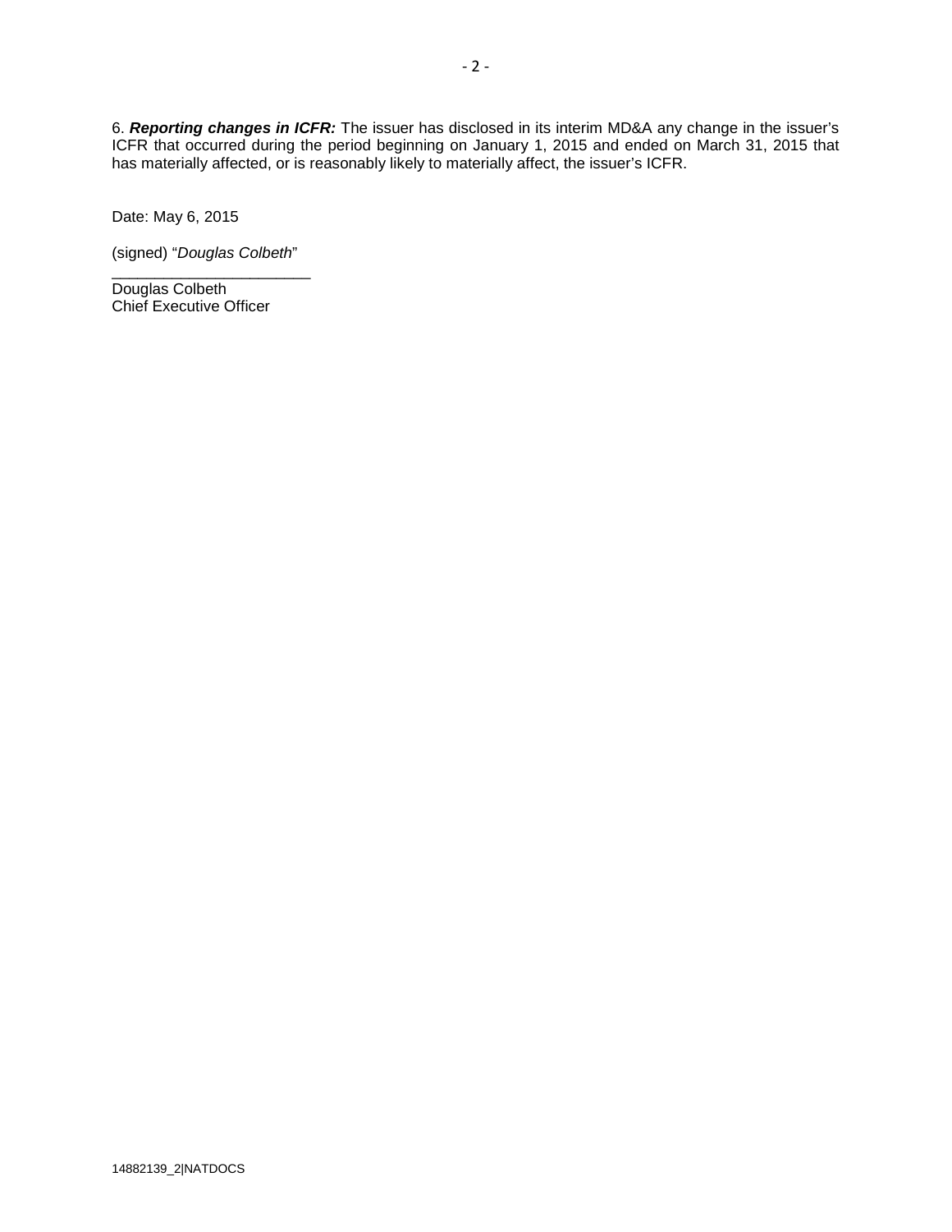6. ***Reporting changes in ICFR:*** The issuer has disclosed in its interim MD&A any change in the issuer's ICFR that occurred during the period beginning on January 1, 2015 and ended on March 31, 2015 that has materially affected, or is reasonably likely to materially affect, the issuer's ICFR.

Date: May 6, 2015

(signed) "*Douglas Colbeth*"

Douglas Colbeth
Chief Executive Officer

14882139_2|NATDOCS